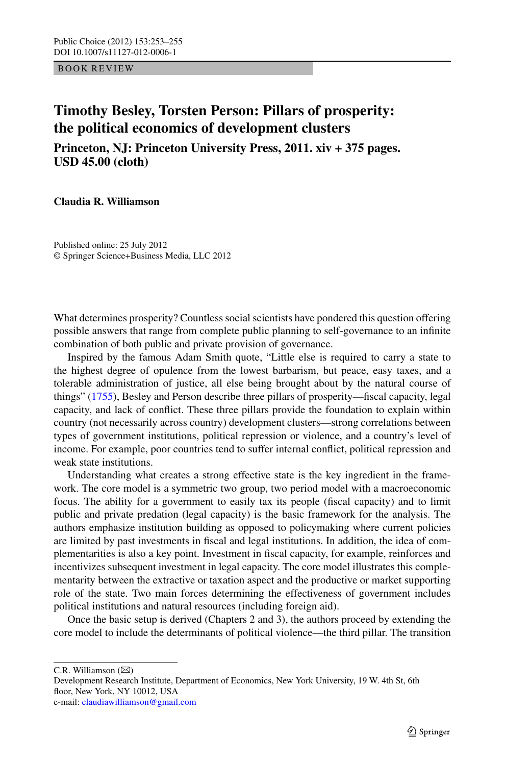BOOK REVIEW

# Timothy Besley, Torsten Person: Pillars of prosperity: the political economics of development clusters

## Princeton, NJ: Princeton University Press, 2011. xiv + 375 pages. USD 45.00 (cloth)

**Claudia R. Williamson**

Published online: 25 July 2012
© Springer Science+Business Media, LLC 2012

What determines prosperity? Countless social scientists have pondered this question offering possible answers that range from complete public planning to self-governance to an infinite combination of both public and private provision of governance.

Inspired by the famous Adam Smith quote, "Little else is required to carry a state to the highest degree of opulence from the lowest barbarism, but peace, easy taxes, and a tolerable administration of justice, all else being brought about by the natural course of things" (1755), Besley and Person describe three pillars of prosperity—fiscal capacity, legal capacity, and lack of conflict. These three pillars provide the foundation to explain within country (not necessarily across country) development clusters—strong correlations between types of government institutions, political repression or violence, and a country's level of income. For example, poor countries tend to suffer internal conflict, political repression and weak state institutions.

Understanding what creates a strong effective state is the key ingredient in the framework. The core model is a symmetric two group, two period model with a macroeconomic focus. The ability for a government to easily tax its people (fiscal capacity) and to limit public and private predation (legal capacity) is the basic framework for the analysis. The authors emphasize institution building as opposed to policymaking where current policies are limited by past investments in fiscal and legal institutions. In addition, the idea of complementarities is also a key point. Investment in fiscal capacity, for example, reinforces and incentivizes subsequent investment in legal capacity. The core model illustrates this complementarity between the extractive or taxation aspect and the productive or market supporting role of the state. Two main forces determining the effectiveness of government includes political institutions and natural resources (including foreign aid).

Once the basic setup is derived (Chapters 2 and 3), the authors proceed by extending the core model to include the determinants of political violence—the third pillar. The transition

---

C.R. Williamson (✉)
Development Research Institute, Department of Economics, New York University, 19 W. 4th St, 6th floor, New York, NY 10012, USA
e-mail: claudiawilliamson@gmail.com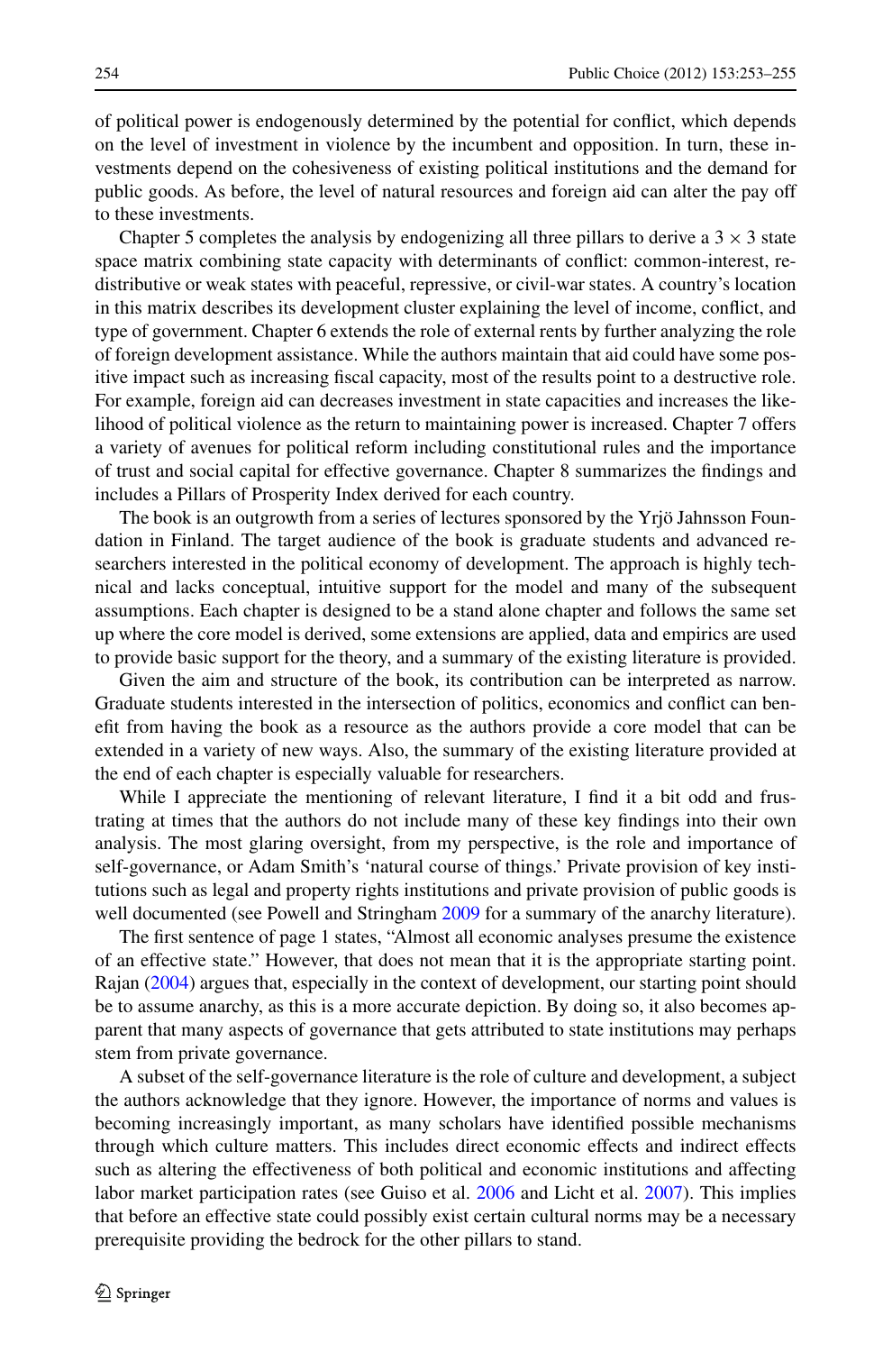of political power is endogenously determined by the potential for conflict, which depends on the level of investment in violence by the incumbent and opposition. In turn, these investments depend on the cohesiveness of existing political institutions and the demand for public goods. As before, the level of natural resources and foreign aid can alter the pay off to these investments.

Chapter 5 completes the analysis by endogenizing all three pillars to derive a $3 \times 3$ state space matrix combining state capacity with determinants of conflict: common-interest, redistributive or weak states with peaceful, repressive, or civil-war states. A country's location in this matrix describes its development cluster explaining the level of income, conflict, and type of government. Chapter 6 extends the role of external rents by further analyzing the role of foreign development assistance. While the authors maintain that aid could have some positive impact such as increasing fiscal capacity, most of the results point to a destructive role. For example, foreign aid can decreases investment in state capacities and increases the likelihood of political violence as the return to maintaining power is increased. Chapter 7 offers a variety of avenues for political reform including constitutional rules and the importance of trust and social capital for effective governance. Chapter 8 summarizes the findings and includes a Pillars of Prosperity Index derived for each country.

The book is an outgrowth from a series of lectures sponsored by the Yrjö Jahnsson Foundation in Finland. The target audience of the book is graduate students and advanced researchers interested in the political economy of development. The approach is highly technical and lacks conceptual, intuitive support for the model and many of the subsequent assumptions. Each chapter is designed to be a stand alone chapter and follows the same set up where the core model is derived, some extensions are applied, data and empirics are used to provide basic support for the theory, and a summary of the existing literature is provided.

Given the aim and structure of the book, its contribution can be interpreted as narrow. Graduate students interested in the intersection of politics, economics and conflict can benefit from having the book as a resource as the authors provide a core model that can be extended in a variety of new ways. Also, the summary of the existing literature provided at the end of each chapter is especially valuable for researchers.

While I appreciate the mentioning of relevant literature, I find it a bit odd and frustrating at times that the authors do not include many of these key findings into their own analysis. The most glaring oversight, from my perspective, is the role and importance of self-governance, or Adam Smith's 'natural course of things.' Private provision of key institutions such as legal and property rights institutions and private provision of public goods is well documented (see Powell and Stringham 2009 for a summary of the anarchy literature).

The first sentence of page 1 states, "Almost all economic analyses presume the existence of an effective state." However, that does not mean that it is the appropriate starting point. Rajan (2004) argues that, especially in the context of development, our starting point should be to assume anarchy, as this is a more accurate depiction. By doing so, it also becomes apparent that many aspects of governance that gets attributed to state institutions may perhaps stem from private governance.

A subset of the self-governance literature is the role of culture and development, a subject the authors acknowledge that they ignore. However, the importance of norms and values is becoming increasingly important, as many scholars have identified possible mechanisms through which culture matters. This includes direct economic effects and indirect effects such as altering the effectiveness of both political and economic institutions and affecting labor market participation rates (see Guiso et al. 2006 and Licht et al. 2007). This implies that before an effective state could possibly exist certain cultural norms may be a necessary prerequisite providing the bedrock for the other pillars to stand.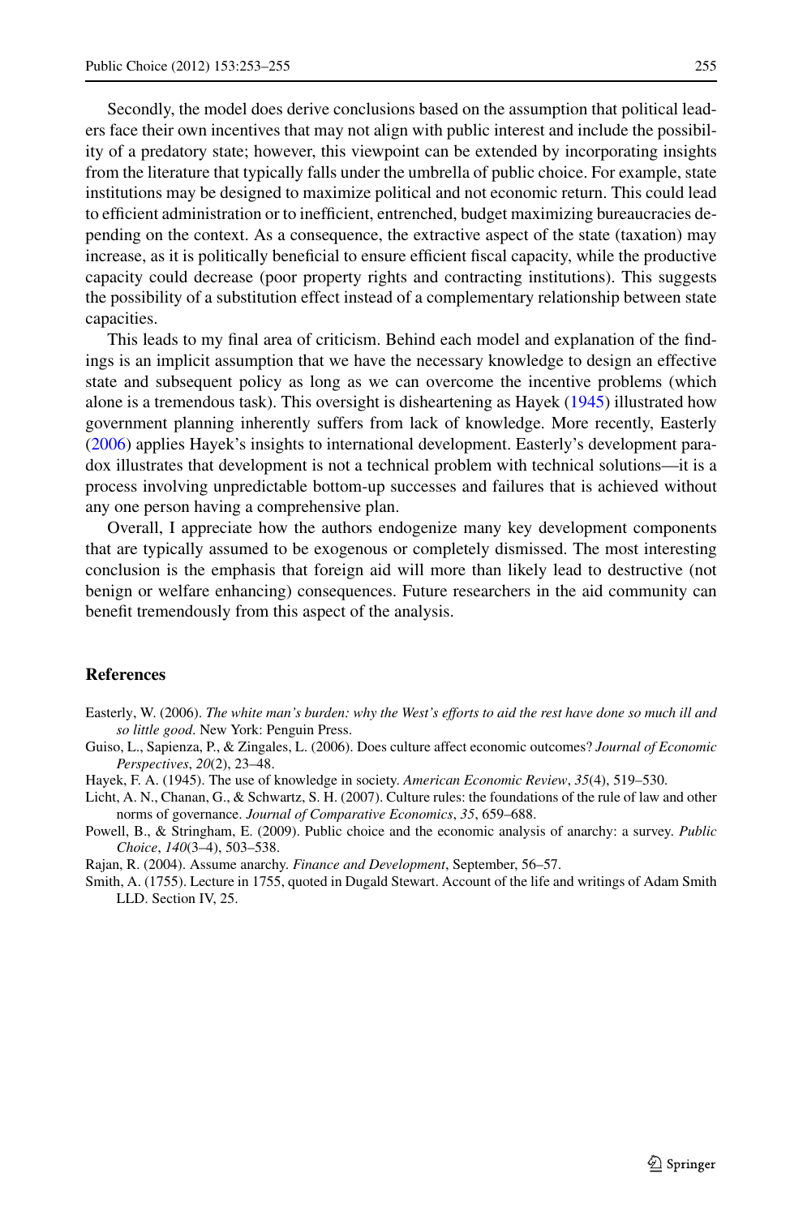Secondly, the model does derive conclusions based on the assumption that political leaders face their own incentives that may not align with public interest and include the possibility of a predatory state; however, this viewpoint can be extended by incorporating insights from the literature that typically falls under the umbrella of public choice. For example, state institutions may be designed to maximize political and not economic return. This could lead to efficient administration or to inefficient, entrenched, budget maximizing bureaucracies depending on the context. As a consequence, the extractive aspect of the state (taxation) may increase, as it is politically beneficial to ensure efficient fiscal capacity, while the productive capacity could decrease (poor property rights and contracting institutions). This suggests the possibility of a substitution effect instead of a complementary relationship between state capacities.

This leads to my final area of criticism. Behind each model and explanation of the findings is an implicit assumption that we have the necessary knowledge to design an effective state and subsequent policy as long as we can overcome the incentive problems (which alone is a tremendous task). This oversight is disheartening as Hayek (1945) illustrated how government planning inherently suffers from lack of knowledge. More recently, Easterly (2006) applies Hayek's insights to international development. Easterly's development paradox illustrates that development is not a technical problem with technical solutions—it is a process involving unpredictable bottom-up successes and failures that is achieved without any one person having a comprehensive plan.

Overall, I appreciate how the authors endogenize many key development components that are typically assumed to be exogenous or completely dismissed. The most interesting conclusion is the emphasis that foreign aid will more than likely lead to destructive (not benign or welfare enhancing) consequences. Future researchers in the aid community can benefit tremendously from this aspect of the analysis.

## References

Easterly, W. (2006). *The white man's burden: why the West's efforts to aid the rest have done so much ill and so little good*. New York: Penguin Press.

Guiso, L., Sapienza, P., & Zingales, L. (2006). Does culture affect economic outcomes? *Journal of Economic Perspectives*, *20*(2), 23–48.

Hayek, F. A. (1945). The use of knowledge in society. *American Economic Review*, *35*(4), 519–530.

Licht, A. N., Chanan, G., & Schwartz, S. H. (2007). Culture rules: the foundations of the rule of law and other norms of governance. *Journal of Comparative Economics*, *35*, 659–688.

Powell, B., & Stringham, E. (2009). Public choice and the economic analysis of anarchy: a survey. *Public Choice*, *140*(3–4), 503–538.

Rajan, R. (2004). Assume anarchy. *Finance and Development*, September, 56–57.

Smith, A. (1755). Lecture in 1755, quoted in Dugald Stewart. Account of the life and writings of Adam Smith LLD. Section IV, 25.